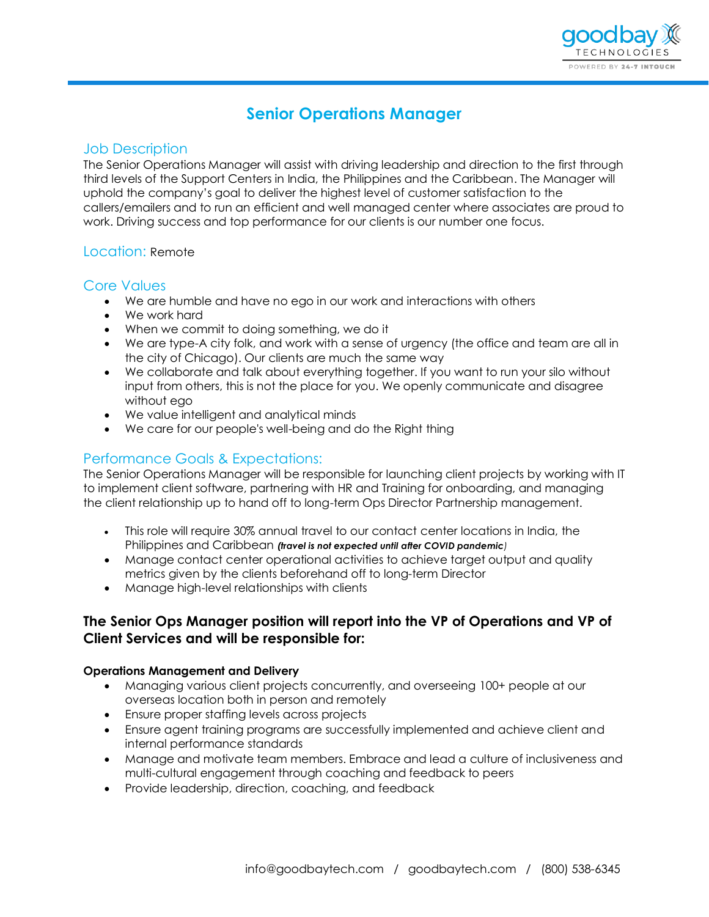# Senior Operations Manager

## Job Description

The Senior Operations Manager will assist with driving leadership and direction to the first through third levels of the Support Centers in India, the Philippines and the Caribbean. The Manager will uphold the company's goal to deliver the highest level of customer satisfaction to the callers/emailers and to run an efficient and well managed center where associates are proud to work. Driving success and top performance for our clients is our number one focus.

## Location: Remote

## Core Values

- We are humble and have no ego in our work and interactions with others
- We work hard
- When we commit to doing something, we do it
- We are type-A city folk, and work with a sense of urgency (the office and team are all in the city of Chicago). Our clients are much the same way
- We collaborate and talk about everything together. If you want to run your silo without input from others, this is not the place for you. We openly communicate and disagree without ego
- We value intelligent and analytical minds
- We care for our people's well-being and do the Right thing

## Performance Goals & Expectations:

The Senior Operations Manager will be responsible for launching client projects by working with IT to implement client software, partnering with HR and Training for onboarding, and managing the client relationship up to hand off to long-term Ops Director Partnership management.

- This role will require 30% annual travel to our contact center locations in India, the Philippines and Caribbean ***(travel is not expected until after COVID pandemic)***
- Manage contact center operational activities to achieve target output and quality metrics given by the clients beforehand off to long-term Director
- Manage high-level relationships with clients

## The Senior Ops Manager position will report into the VP of Operations and VP of Client Services and will be responsible for:

**Operations Management and Delivery**

- Managing various client projects concurrently, and overseeing 100+ people at our overseas location both in person and remotely
- Ensure proper staffing levels across projects
- Ensure agent training programs are successfully implemented and achieve client and internal performance standards
- Manage and motivate team members. Embrace and lead a culture of inclusiveness and multi-cultural engagement through coaching and feedback to peers
- Provide leadership, direction, coaching, and feedback

info@goodbaytech.com / goodbaytech.com / (800) 538-6345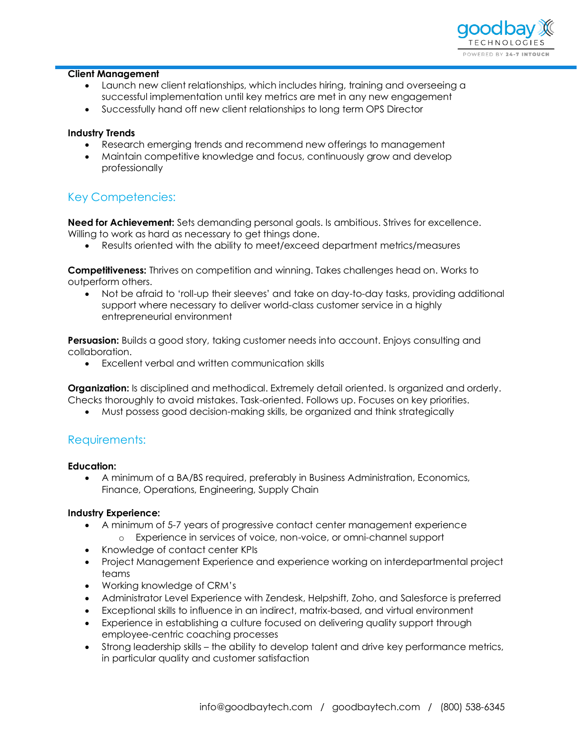**Client Management**

- Launch new client relationships, which includes hiring, training and overseeing a successful implementation until key metrics are met in any new engagement
- Successfully hand off new client relationships to long term OPS Director

**Industry Trends**

- Research emerging trends and recommend new offerings to management
- Maintain competitive knowledge and focus, continuously grow and develop professionally

## Key Competencies:

**Need for Achievement:** Sets demanding personal goals. Is ambitious. Strives for excellence. Willing to work as hard as necessary to get things done.

- Results oriented with the ability to meet/exceed department metrics/measures

**Competitiveness:** Thrives on competition and winning. Takes challenges head on. Works to outperform others.

- Not be afraid to 'roll-up their sleeves' and take on day-to-day tasks, providing additional support where necessary to deliver world-class customer service in a highly entrepreneurial environment

**Persuasion:** Builds a good story, taking customer needs into account. Enjoys consulting and collaboration.

- Excellent verbal and written communication skills

**Organization:** Is disciplined and methodical. Extremely detail oriented. Is organized and orderly. Checks thoroughly to avoid mistakes. Task-oriented. Follows up. Focuses on key priorities.

- Must possess good decision-making skills, be organized and think strategically

## Requirements:

**Education:**

- A minimum of a BA/BS required, preferably in Business Administration, Economics, Finance, Operations, Engineering, Supply Chain

**Industry Experience:**

- A minimum of 5-7 years of progressive contact center management experience
    - Experience in services of voice, non-voice, or omni-channel support
- Knowledge of contact center KPIs
- Project Management Experience and experience working on interdepartmental project teams
- Working knowledge of CRM's
- Administrator Level Experience with Zendesk, Helpshift, Zoho, and Salesforce is preferred
- Exceptional skills to influence in an indirect, matrix-based, and virtual environment
- Experience in establishing a culture focused on delivering quality support through employee-centric coaching processes
- Strong leadership skills – the ability to develop talent and drive key performance metrics, in particular quality and customer satisfaction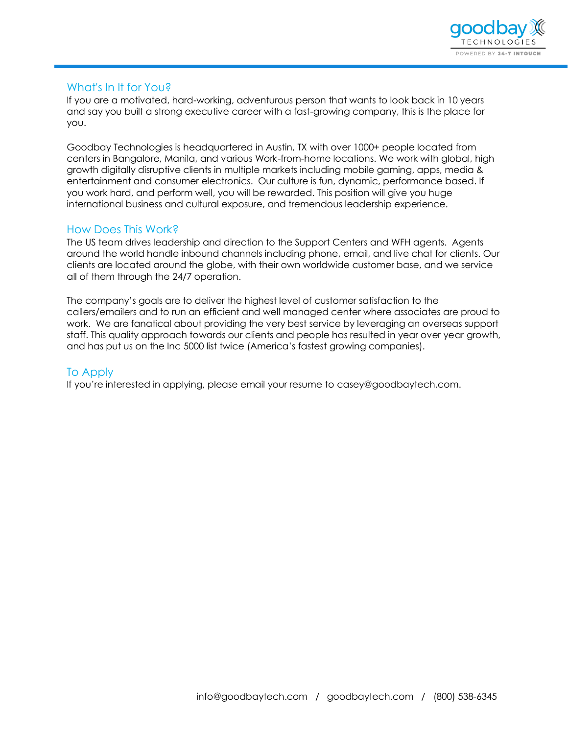## What's In It for You?

If you are a motivated, hard-working, adventurous person that wants to look back in 10 years and say you built a strong executive career with a fast-growing company, this is the place for you.

Goodbay Technologies is headquartered in Austin, TX with over 1000+ people located from centers in Bangalore, Manila, and various Work-from-home locations. We work with global, high growth digitally disruptive clients in multiple markets including mobile gaming, apps, media & entertainment and consumer electronics. Our culture is fun, dynamic, performance based. If you work hard, and perform well, you will be rewarded. This position will give you huge international business and cultural exposure, and tremendous leadership experience.

## How Does This Work?

The US team drives leadership and direction to the Support Centers and WFH agents. Agents around the world handle inbound channels including phone, email, and live chat for clients. Our clients are located around the globe, with their own worldwide customer base, and we service all of them through the 24/7 operation.

The company's goals are to deliver the highest level of customer satisfaction to the callers/emailers and to run an efficient and well managed center where associates are proud to work. We are fanatical about providing the very best service by leveraging an overseas support staff. This quality approach towards our clients and people has resulted in year over year growth, and has put us on the Inc 5000 list twice (America's fastest growing companies).

## To Apply

If you're interested in applying, please email your resume to casey@goodbaytech.com.